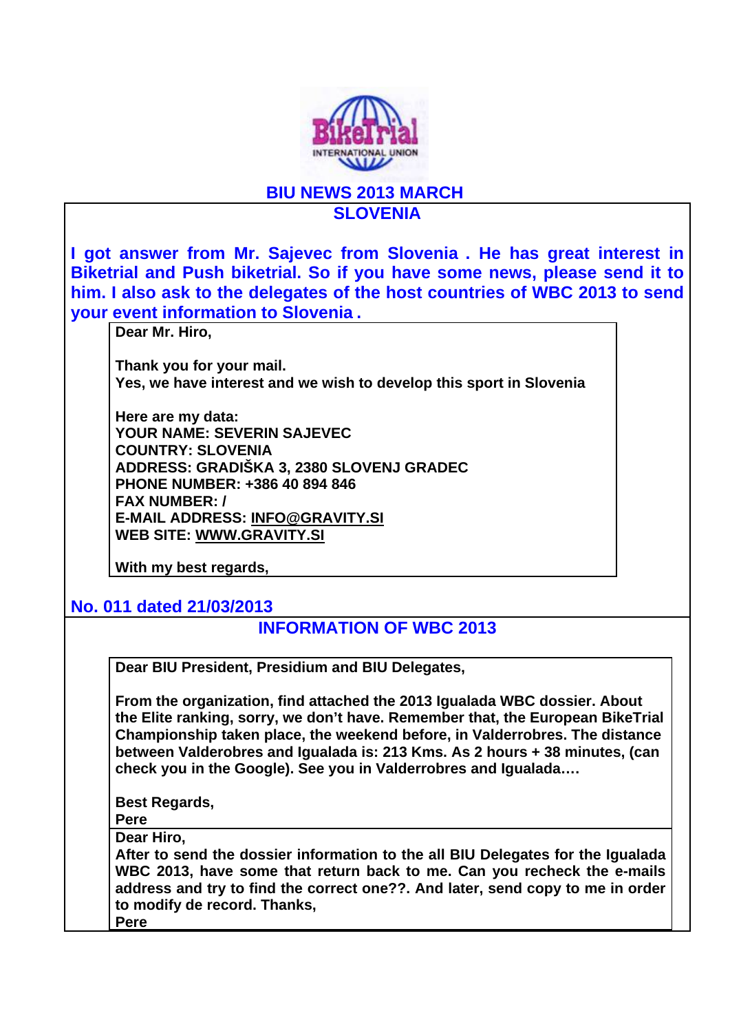# BIU NEWS 2013 MARCH

## SLOVENIA

**I got answer from Mr. Sajevec from Slovenia . He has great interest in Biketrial and Push biketrial. So if you have some news, please send it to him. I also ask to the delegates of the host countries of WBC 2013 to send your event information to Slovenia .**

**Dear Mr. Hiro,**

**Thank you for your mail.**
**Yes, we have interest and we wish to develop this sport in Slovenia**

**Here are my data:**
**YOUR NAME: SEVERIN SAJEVEC**
**COUNTRY: SLOVENIA**
**ADDRESS: GRADIŠKA 3, 2380 SLOVENJ GRADEC**
**PHONE NUMBER: +386 40 894 846**
**FAX NUMBER: /**
**E-MAIL ADDRESS: INFO@GRAVITY.SI**
**WEB SITE: WWW.GRAVITY.SI**

**With my best regards,**

**No. 011 dated 21/03/2013**

## INFORMATION OF WBC 2013

**Dear BIU President, Presidium and BIU Delegates,**

**From the organization, find attached the 2013 Igualada WBC dossier. About the Elite ranking, sorry, we don't have. Remember that, the European BikeTrial Championship taken place, the weekend before, in Valderrobres. The distance between Valderobres and Igualada is: 213 Kms. As 2 hours + 38 minutes, (can check you in the Google). See you in Valderrobres and Igualada….**

**Best Regards,**
**Pere**

**Dear Hiro,**
**After to send the dossier information to the all BIU Delegates for the Igualada WBC 2013, have some that return back to me. Can you recheck the e-mails address and try to find the correct one??. And later, send copy to me in order to modify de record. Thanks,**
**Pere**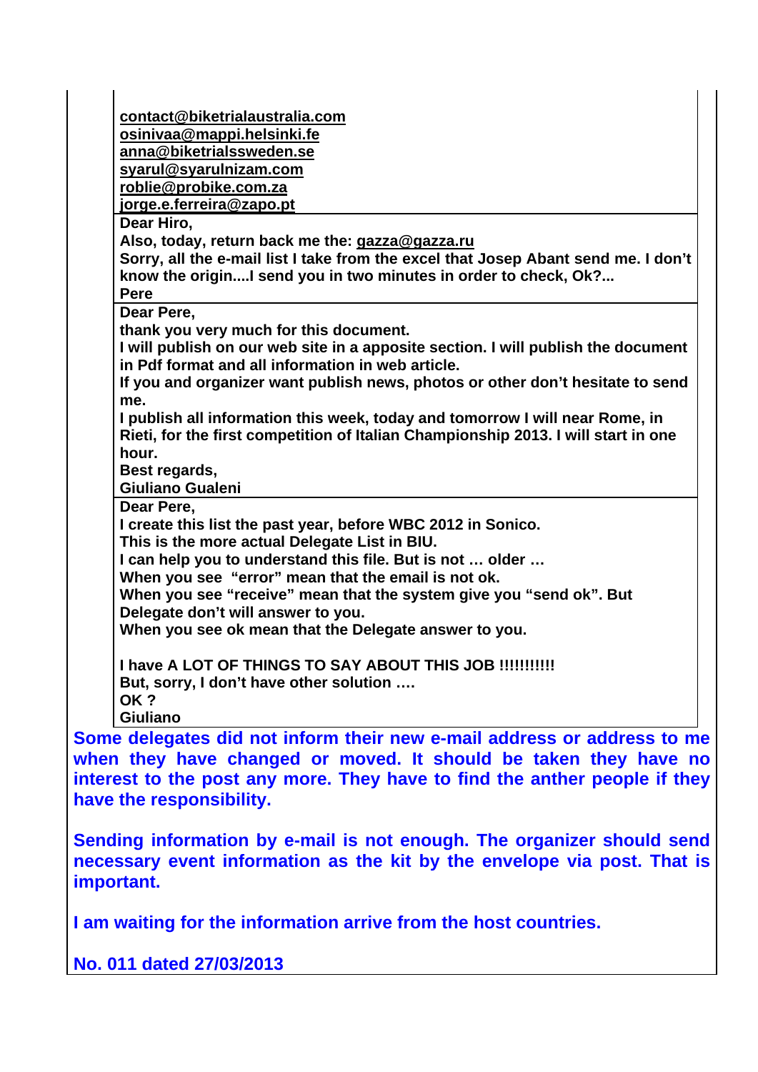**contact@biketrialaustralia.com**
**osinivaa@mappi.helsinki.fe**
**anna@biketrialssweden.se**
**syarul@syarulnizam.com**
**roblie@probike.com.za**
**jorge.e.ferreira@zapo.pt**

**Dear Hiro,**
**Also, today, return back me the: gazza@gazza.ru**
**Sorry, all the e-mail list I take from the excel that Josep Abant send me. I don't know the origin....I send you in two minutes in order to check, Ok?...**
**Pere**

**Dear Pere,**
**thank you very much for this document.**
**I will publish on our web site in a apposite section. I will publish the document in Pdf format and all information in web article.**
**If you and organizer want publish news, photos or other don't hesitate to send me.**
**I publish all information this week, today and tomorrow I will near Rome, in Rieti, for the first competition of Italian Championship 2013. I will start in one hour.**
**Best regards,**
**Giuliano Gualeni**

**Dear Pere,**
**I create this list the past year, before WBC 2012 in Sonico.**
**This is the more actual Delegate List in BIU.**
**I can help you to understand this file. But is not … older …**
**When you see "error" mean that the email is not ok.**
**When you see "receive" mean that the system give you "send ok". But Delegate don't will answer to you.**
**When you see ok mean that the Delegate answer to you.**

**I have A LOT OF THINGS TO SAY ABOUT THIS JOB !!!!!!!!!!**
**But, sorry, I don't have other solution ….**
**OK ?**
**Giuliano**

**Some delegates did not inform their new e-mail address or address to me when they have changed or moved. It should be taken they have no interest to the post any more. They have to find the anther people if they have the responsibility.**

**Sending information by e-mail is not enough. The organizer should send necessary event information as the kit by the envelope via post. That is important.**

**I am waiting for the information arrive from the host countries.**

**No. 011 dated 27/03/2013**